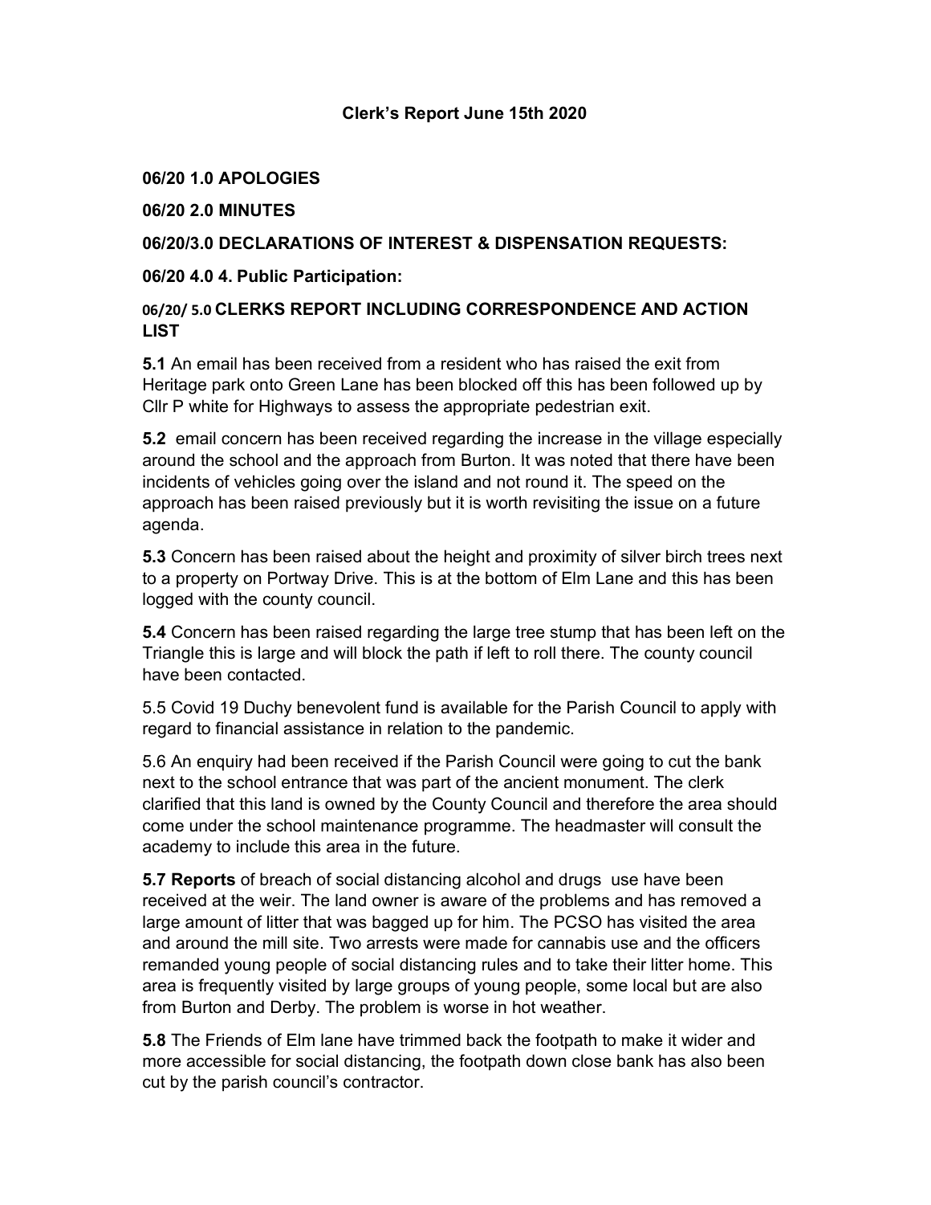## Clerk's Report June 15th 2020

**06/20 1.0 APOLOGIES**

**06/20 2.0 MINUTES**

**06/20/3.0 DECLARATIONS OF INTEREST & DISPENSATION REQUESTS:**

**06/20 4.0 4. Public Participation:**

**06/20/ 5.0 CLERKS REPORT INCLUDING CORRESPONDENCE AND ACTION LIST**

**5.1** An email has been received from a resident who has raised the exit from Heritage park onto Green Lane has been blocked off this has been followed up by Cllr P white for Highways to assess the appropriate pedestrian exit.

**5.2** email concern has been received regarding the increase in the village especially around the school and the approach from Burton. It was noted that there have been incidents of vehicles going over the island and not round it. The speed on the approach has been raised previously but it is worth revisiting the issue on a future agenda.

**5.3** Concern has been raised about the height and proximity of silver birch trees next to a property on Portway Drive. This is at the bottom of Elm Lane and this has been logged with the county council.

**5.4** Concern has been raised regarding the large tree stump that has been left on the Triangle this is large and will block the path if left to roll there. The county council have been contacted.

5.5 Covid 19 Duchy benevolent fund is available for the Parish Council to apply with regard to financial assistance in relation to the pandemic.

5.6 An enquiry had been received if the Parish Council were going to cut the bank next to the school entrance that was part of the ancient monument. The clerk clarified that this land is owned by the County Council and therefore the area should come under the school maintenance programme. The headmaster will consult the academy to include this area in the future.

**5.7 Reports** of breach of social distancing alcohol and drugs use have been received at the weir. The land owner is aware of the problems and has removed a large amount of litter that was bagged up for him. The PCSO has visited the area and around the mill site. Two arrests were made for cannabis use and the officers remanded young people of social distancing rules and to take their litter home. This area is frequently visited by large groups of young people, some local but are also from Burton and Derby. The problem is worse in hot weather.

**5.8** The Friends of Elm lane have trimmed back the footpath to make it wider and more accessible for social distancing, the footpath down close bank has also been cut by the parish council's contractor.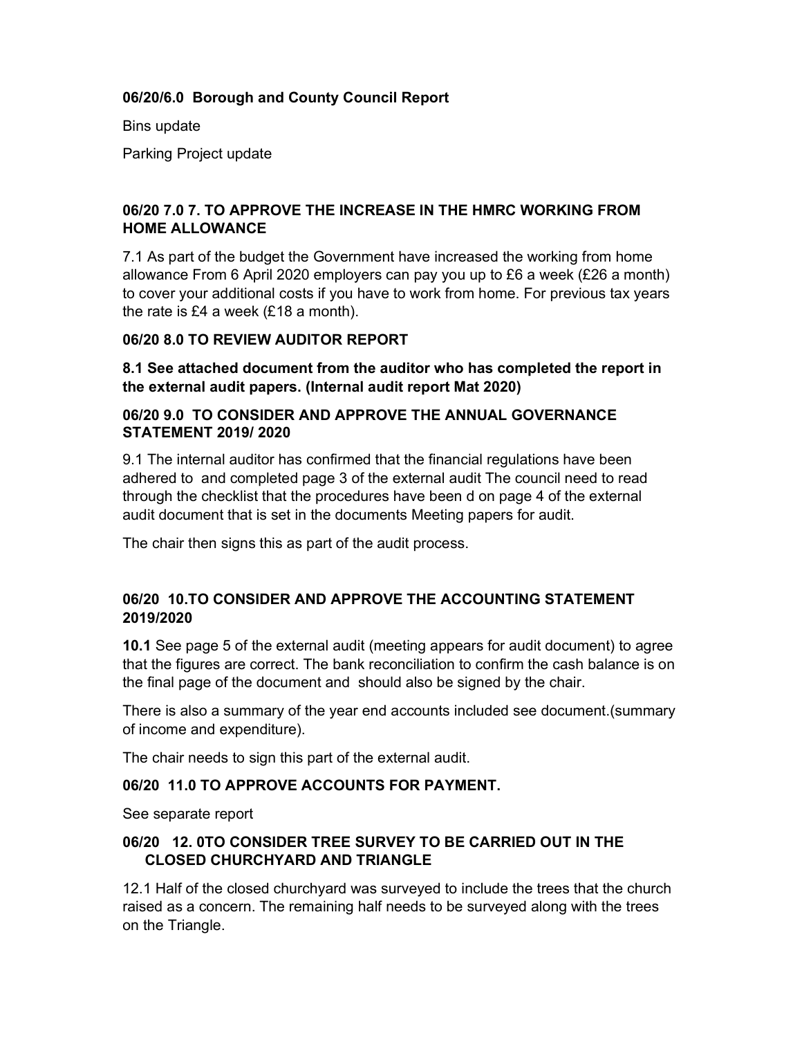**06/20/6.0 Borough and County Council Report**

Bins update

Parking Project update

**06/20 7.0 7. TO APPROVE THE INCREASE IN THE HMRC WORKING FROM HOME ALLOWANCE**

7.1 As part of the budget the Government have increased the working from home allowance From 6 April 2020 employers can pay you up to £6 a week (£26 a month) to cover your additional costs if you have to work from home. For previous tax years the rate is £4 a week (£18 a month).

**06/20 8.0 TO REVIEW AUDITOR REPORT**

**8.1 See attached document from the auditor who has completed the report in the external audit papers. (Internal audit report Mat 2020)**

**06/20 9.0 TO CONSIDER AND APPROVE THE ANNUAL GOVERNANCE STATEMENT 2019/ 2020**

9.1 The internal auditor has confirmed that the financial regulations have been adhered to and completed page 3 of the external audit The council need to read through the checklist that the procedures have been d on page 4 of the external audit document that is set in the documents Meeting papers for audit.

The chair then signs this as part of the audit process.

**06/20 10.TO CONSIDER AND APPROVE THE ACCOUNTING STATEMENT 2019/2020**

**10.1** See page 5 of the external audit (meeting appears for audit document) to agree that the figures are correct. The bank reconciliation to confirm the cash balance is on the final page of the document and should also be signed by the chair.

There is also a summary of the year end accounts included see document.(summary of income and expenditure).

The chair needs to sign this part of the external audit.

**06/20 11.0 TO APPROVE ACCOUNTS FOR PAYMENT.**

See separate report

**06/20 12. 0TO CONSIDER TREE SURVEY TO BE CARRIED OUT IN THE CLOSED CHURCHYARD AND TRIANGLE**

12.1 Half of the closed churchyard was surveyed to include the trees that the church raised as a concern. The remaining half needs to be surveyed along with the trees on the Triangle.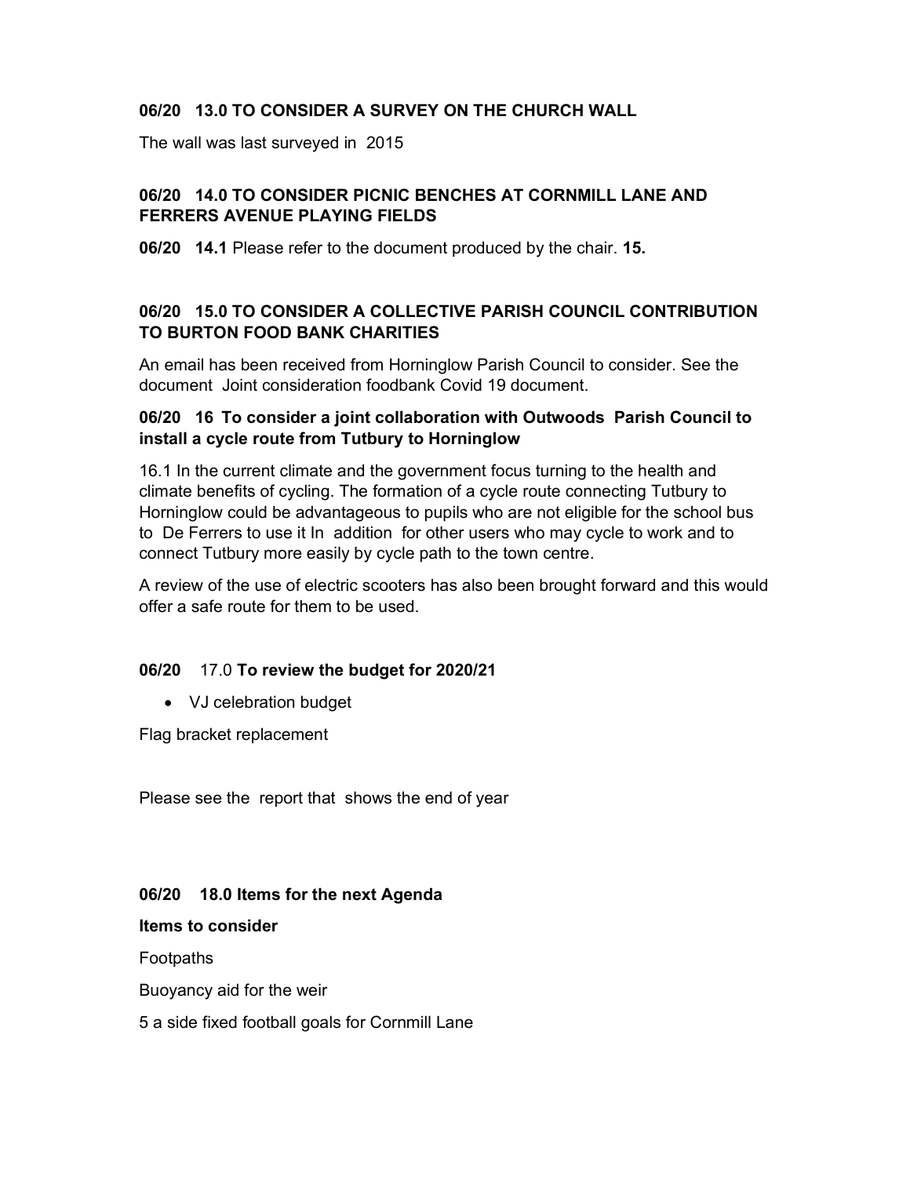**06/20 13.0 TO CONSIDER A SURVEY ON THE CHURCH WALL**

The wall was last surveyed in 2015

**06/20 14.0 TO CONSIDER PICNIC BENCHES AT CORNMILL LANE AND FERRERS AVENUE PLAYING FIELDS**

**06/20 14.1** Please refer to the document produced by the chair. **15.**

**06/20 15.0 TO CONSIDER A COLLECTIVE PARISH COUNCIL CONTRIBUTION TO BURTON FOOD BANK CHARITIES**

An email has been received from Horninglow Parish Council to consider. See the document Joint consideration foodbank Covid 19 document.

**06/20 16 To consider a joint collaboration with Outwoods Parish Council to install a cycle route from Tutbury to Horninglow**

16.1 In the current climate and the government focus turning to the health and climate benefits of cycling. The formation of a cycle route connecting Tutbury to Horninglow could be advantageous to pupils who are not eligible for the school bus to De Ferrers to use it In addition for other users who may cycle to work and to connect Tutbury more easily by cycle path to the town centre.

A review of the use of electric scooters has also been brought forward and this would offer a safe route for them to be used.

**06/20** 17.0 **To review the budget for 2020/21**

- VJ celebration budget

Flag bracket replacement

Please see the report that shows the end of year

**06/20 18.0 Items for the next Agenda**

**Items to consider**

Footpaths

Buoyancy aid for the weir

5 a side fixed football goals for Cornmill Lane